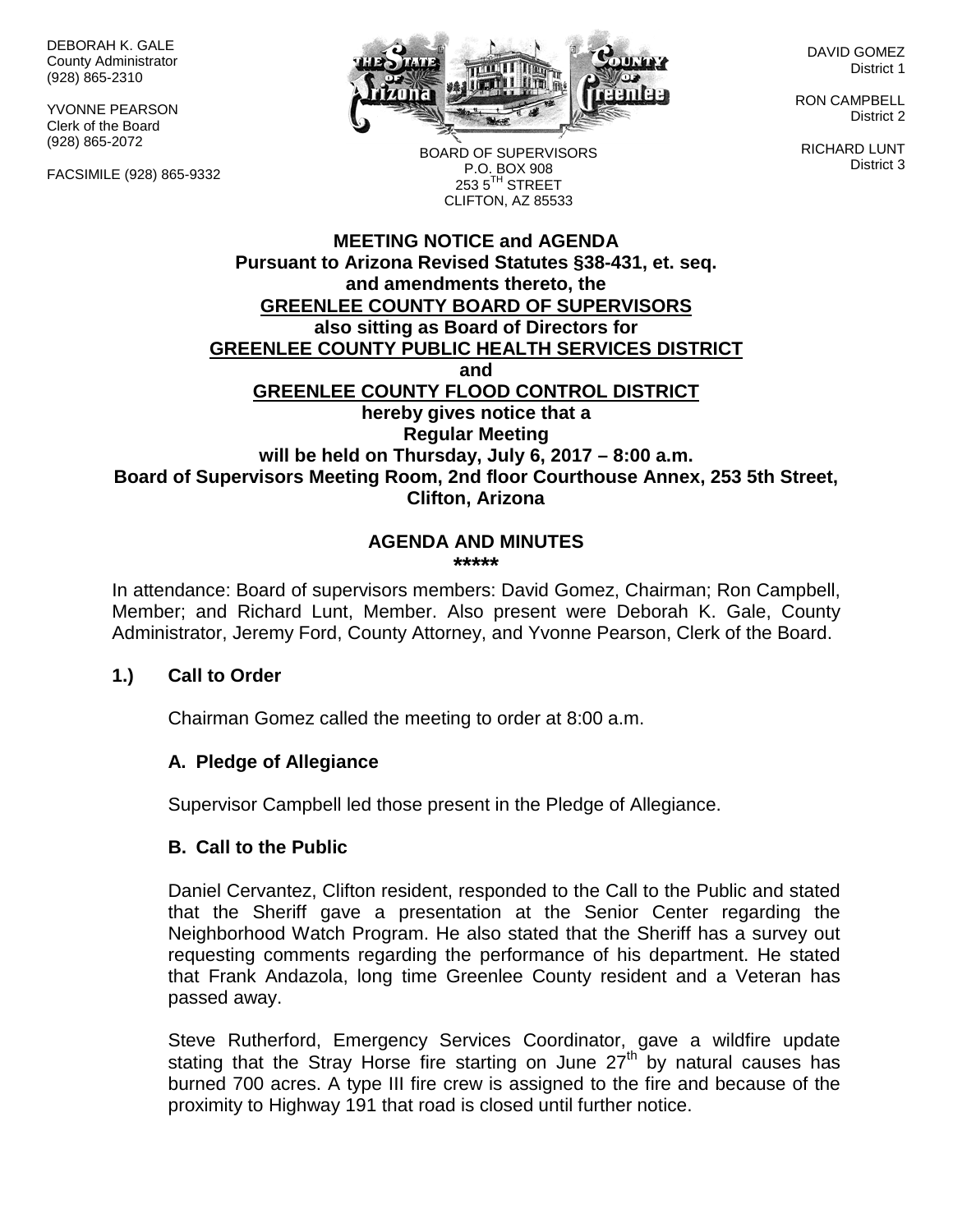DEBORAH K. GALE
County Administrator
(928) 865-2310

YVONNE PEARSON
Clerk of the Board
(928) 865-2072

FACSIMILE (928) 865-9332

BOARD OF SUPERVISORS
P.O. BOX 908
253 5TH STREET
CLIFTON, AZ 85533

DAVID GOMEZ
District 1

RON CAMPBELL
District 2

RICHARD LUNT
District 3

**MEETING NOTICE and AGENDA**
**Pursuant to Arizona Revised Statutes §38-431, et. seq.**
**and amendments thereto, the**
**GREENLEE COUNTY BOARD OF SUPERVISORS**
**also sitting as Board of Directors for**
**GREENLEE COUNTY PUBLIC HEALTH SERVICES DISTRICT**
**and**
**GREENLEE COUNTY FLOOD CONTROL DISTRICT**
**hereby gives notice that a**
**Regular Meeting**
**will be held on Thursday, July 6, 2017 – 8:00 a.m.**
**Board of Supervisors Meeting Room, 2nd floor Courthouse Annex, 253 5th Street, Clifton, Arizona**

## AGENDA AND MINUTES

**\*\*\*\*\***

In attendance: Board of supervisors members: David Gomez, Chairman; Ron Campbell, Member; and Richard Lunt, Member. Also present were Deborah K. Gale, County Administrator, Jeremy Ford, County Attorney, and Yvonne Pearson, Clerk of the Board.

### 1.) Call to Order

Chairman Gomez called the meeting to order at 8:00 a.m.

#### A. Pledge of Allegiance

Supervisor Campbell led those present in the Pledge of Allegiance.

#### B. Call to the Public

Daniel Cervantez, Clifton resident, responded to the Call to the Public and stated that the Sheriff gave a presentation at the Senior Center regarding the Neighborhood Watch Program. He also stated that the Sheriff has a survey out requesting comments regarding the performance of his department. He stated that Frank Andazola, long time Greenlee County resident and a Veteran has passed away.

Steve Rutherford, Emergency Services Coordinator, gave a wildfire update stating that the Stray Horse fire starting on June 27th by natural causes has burned 700 acres. A type III fire crew is assigned to the fire and because of the proximity to Highway 191 that road is closed until further notice.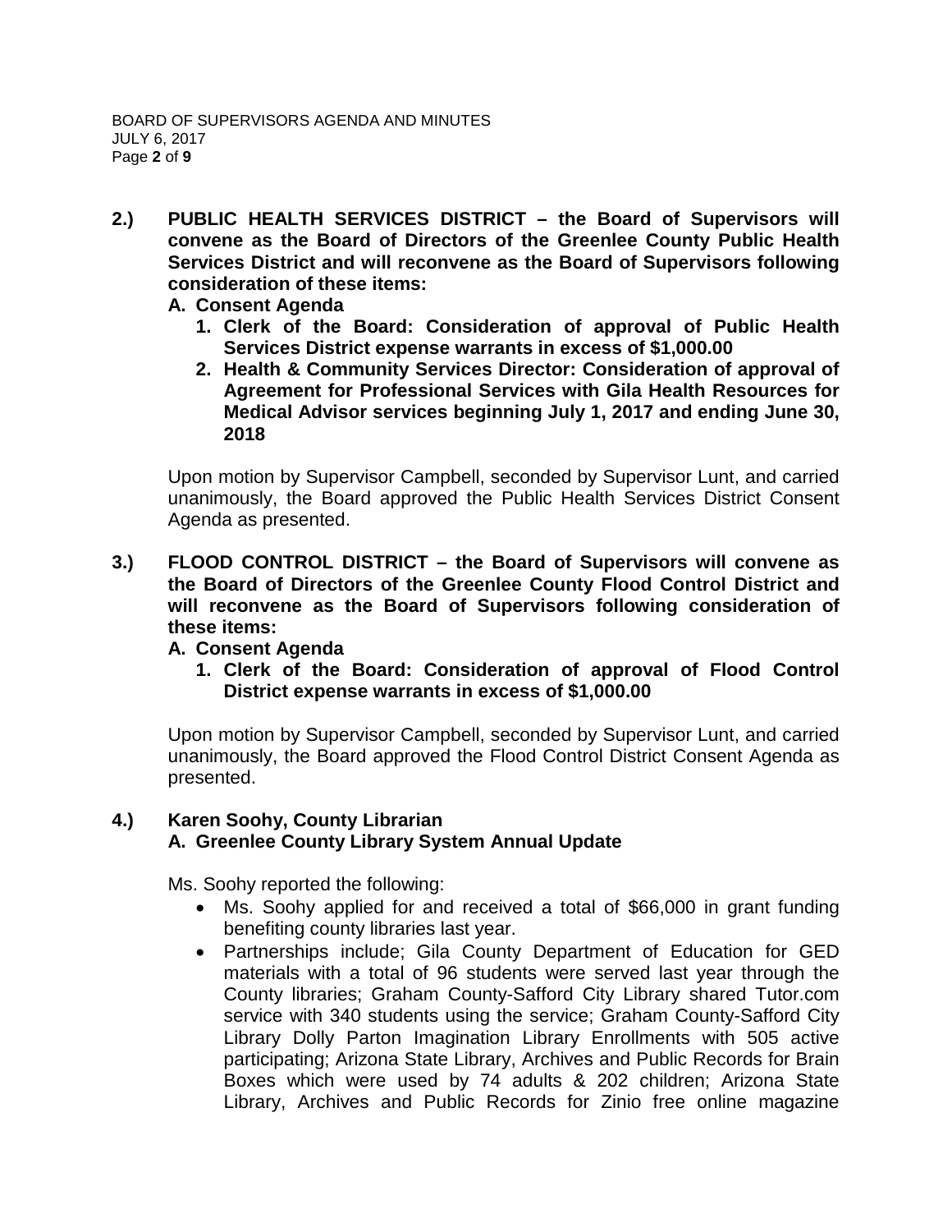**2.) PUBLIC HEALTH SERVICES DISTRICT – the Board of Supervisors will convene as the Board of Directors of the Greenlee County Public Health Services District and will reconvene as the Board of Supervisors following consideration of these items:**

**A. Consent Agenda**

1. **Clerk of the Board: Consideration of approval of Public Health Services District expense warrants in excess of $1,000.00**
2. **Health & Community Services Director: Consideration of approval of Agreement for Professional Services with Gila Health Resources for Medical Advisor services beginning July 1, 2017 and ending June 30, 2018**

Upon motion by Supervisor Campbell, seconded by Supervisor Lunt, and carried unanimously, the Board approved the Public Health Services District Consent Agenda as presented.

**3.) FLOOD CONTROL DISTRICT – the Board of Supervisors will convene as the Board of Directors of the Greenlee County Flood Control District and will reconvene as the Board of Supervisors following consideration of these items:**

**A. Consent Agenda**

1. **Clerk of the Board: Consideration of approval of Flood Control District expense warrants in excess of $1,000.00**

Upon motion by Supervisor Campbell, seconded by Supervisor Lunt, and carried unanimously, the Board approved the Flood Control District Consent Agenda as presented.

**4.) Karen Soohy, County Librarian**

**A. Greenlee County Library System Annual Update**

Ms. Soohy reported the following:

- Ms. Soohy applied for and received a total of $66,000 in grant funding benefiting county libraries last year.
- Partnerships include; Gila County Department of Education for GED materials with a total of 96 students were served last year through the County libraries; Graham County-Safford City Library shared Tutor.com service with 340 students using the service; Graham County-Safford City Library Dolly Parton Imagination Library Enrollments with 505 active participating; Arizona State Library, Archives and Public Records for Brain Boxes which were used by 74 adults & 202 children; Arizona State Library, Archives and Public Records for Zinio free online magazine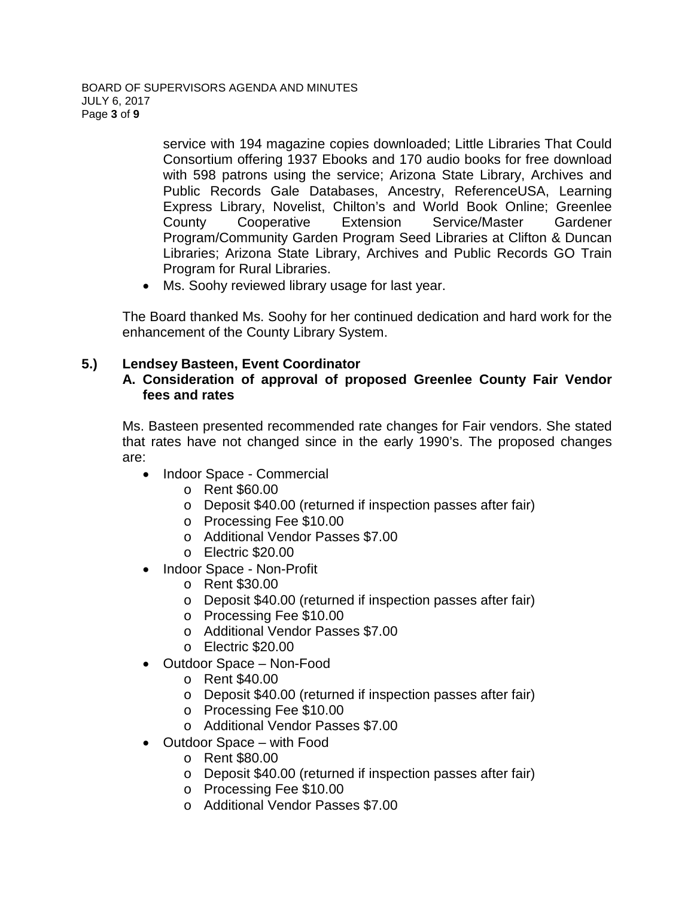service with 194 magazine copies downloaded; Little Libraries That Could Consortium offering 1937 Ebooks and 170 audio books for free download with 598 patrons using the service; Arizona State Library, Archives and Public Records Gale Databases, Ancestry, ReferenceUSA, Learning Express Library, Novelist, Chilton's and World Book Online; Greenlee County Cooperative Extension Service/Master Gardener Program/Community Garden Program Seed Libraries at Clifton & Duncan Libraries; Arizona State Library, Archives and Public Records GO Train Program for Rural Libraries.

- Ms. Soohy reviewed library usage for last year.

The Board thanked Ms. Soohy for her continued dedication and hard work for the enhancement of the County Library System.

**5.) Lendsey Basteen, Event Coordinator**

**A. Consideration of approval of proposed Greenlee County Fair Vendor fees and rates**

Ms. Basteen presented recommended rate changes for Fair vendors. She stated that rates have not changed since in the early 1990's. The proposed changes are:

- Indoor Space - Commercial
  - Rent $60.00
  - Deposit $40.00 (returned if inspection passes after fair)
  - Processing Fee $10.00
  - Additional Vendor Passes $7.00
  - Electric $20.00
- Indoor Space - Non-Profit
  - Rent $30.00
  - Deposit $40.00 (returned if inspection passes after fair)
  - Processing Fee $10.00
  - Additional Vendor Passes $7.00
  - Electric $20.00
- Outdoor Space – Non-Food
  - Rent $40.00
  - Deposit $40.00 (returned if inspection passes after fair)
  - Processing Fee $10.00
  - Additional Vendor Passes $7.00
- Outdoor Space – with Food
  - Rent $80.00
  - Deposit $40.00 (returned if inspection passes after fair)
  - Processing Fee $10.00
  - Additional Vendor Passes $7.00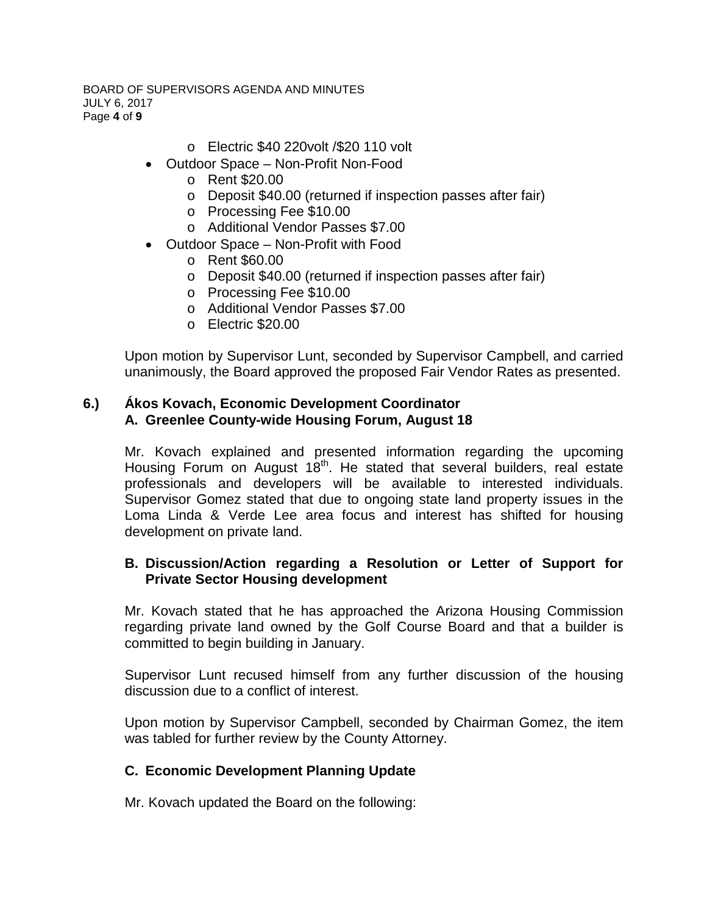- Electric \$40 220volt /\$20 110 volt
- Outdoor Space – Non-Profit Non-Food
   - Rent \$20.00
   - Deposit \$40.00 (returned if inspection passes after fair)
   - Processing Fee \$10.00
   - Additional Vendor Passes \$7.00
- Outdoor Space – Non-Profit with Food
   - Rent \$60.00
   - Deposit \$40.00 (returned if inspection passes after fair)
   - Processing Fee \$10.00
   - Additional Vendor Passes \$7.00
   - Electric \$20.00

Upon motion by Supervisor Lunt, seconded by Supervisor Campbell, and carried unanimously, the Board approved the proposed Fair Vendor Rates as presented.

**6.) Ákos Kovach, Economic Development Coordinator**
**A. Greenlee County-wide Housing Forum, August 18**

Mr. Kovach explained and presented information regarding the upcoming Housing Forum on August 18th. He stated that several builders, real estate professionals and developers will be available to interested individuals. Supervisor Gomez stated that due to ongoing state land property issues in the Loma Linda & Verde Lee area focus and interest has shifted for housing development on private land.

**B. Discussion/Action regarding a Resolution or Letter of Support for Private Sector Housing development**

Mr. Kovach stated that he has approached the Arizona Housing Commission regarding private land owned by the Golf Course Board and that a builder is committed to begin building in January.

Supervisor Lunt recused himself from any further discussion of the housing discussion due to a conflict of interest.

Upon motion by Supervisor Campbell, seconded by Chairman Gomez, the item was tabled for further review by the County Attorney.

**C. Economic Development Planning Update**

Mr. Kovach updated the Board on the following: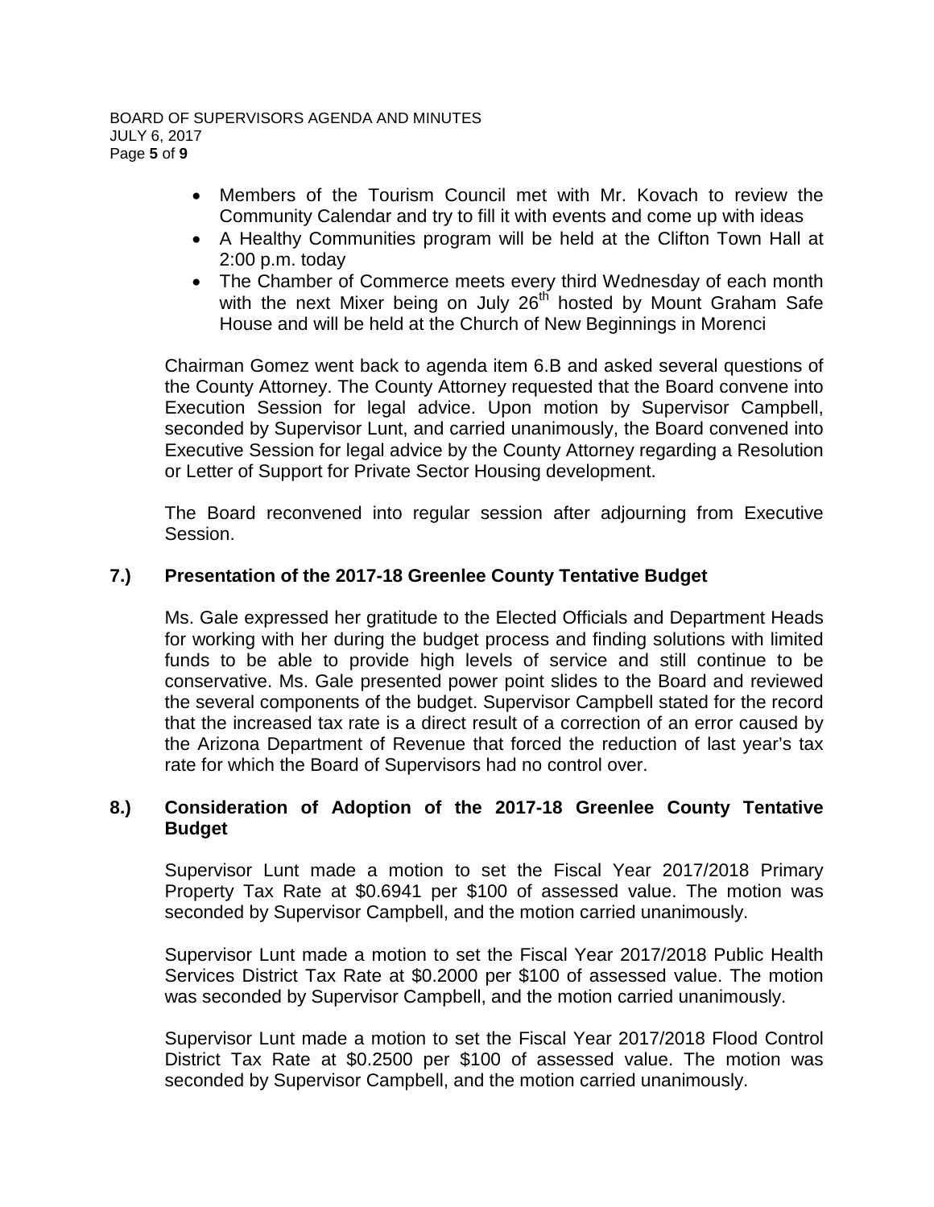- Members of the Tourism Council met with Mr. Kovach to review the Community Calendar and try to fill it with events and come up with ideas
- A Healthy Communities program will be held at the Clifton Town Hall at 2:00 p.m. today
- The Chamber of Commerce meets every third Wednesday of each month with the next Mixer being on July 26th hosted by Mount Graham Safe House and will be held at the Church of New Beginnings in Morenci

Chairman Gomez went back to agenda item 6.B and asked several questions of the County Attorney. The County Attorney requested that the Board convene into Execution Session for legal advice. Upon motion by Supervisor Campbell, seconded by Supervisor Lunt, and carried unanimously, the Board convened into Executive Session for legal advice by the County Attorney regarding a Resolution or Letter of Support for Private Sector Housing development.

The Board reconvened into regular session after adjourning from Executive Session.

## 7.) Presentation of the 2017-18 Greenlee County Tentative Budget

Ms. Gale expressed her gratitude to the Elected Officials and Department Heads for working with her during the budget process and finding solutions with limited funds to be able to provide high levels of service and still continue to be conservative. Ms. Gale presented power point slides to the Board and reviewed the several components of the budget. Supervisor Campbell stated for the record that the increased tax rate is a direct result of a correction of an error caused by the Arizona Department of Revenue that forced the reduction of last year's tax rate for which the Board of Supervisors had no control over.

## 8.) Consideration of Adoption of the 2017-18 Greenlee County Tentative Budget

Supervisor Lunt made a motion to set the Fiscal Year 2017/2018 Primary Property Tax Rate at $0.6941 per $100 of assessed value. The motion was seconded by Supervisor Campbell, and the motion carried unanimously.

Supervisor Lunt made a motion to set the Fiscal Year 2017/2018 Public Health Services District Tax Rate at $0.2000 per $100 of assessed value. The motion was seconded by Supervisor Campbell, and the motion carried unanimously.

Supervisor Lunt made a motion to set the Fiscal Year 2017/2018 Flood Control District Tax Rate at $0.2500 per $100 of assessed value. The motion was seconded by Supervisor Campbell, and the motion carried unanimously.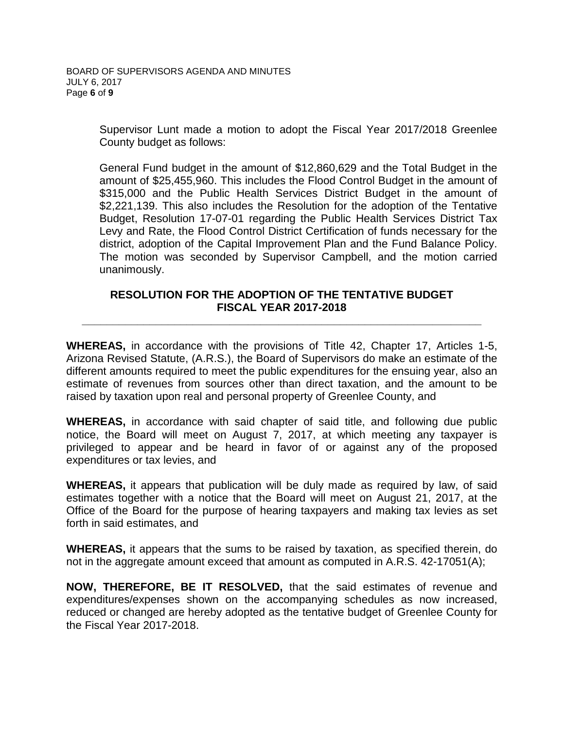Supervisor Lunt made a motion to adopt the Fiscal Year 2017/2018 Greenlee County budget as follows:

General Fund budget in the amount of $12,860,629 and the Total Budget in the amount of $25,455,960. This includes the Flood Control Budget in the amount of $315,000 and the Public Health Services District Budget in the amount of $2,221,139. This also includes the Resolution for the adoption of the Tentative Budget, Resolution 17-07-01 regarding the Public Health Services District Tax Levy and Rate, the Flood Control District Certification of funds necessary for the district, adoption of the Capital Improvement Plan and the Fund Balance Policy. The motion was seconded by Supervisor Campbell, and the motion carried unanimously.

**RESOLUTION FOR THE ADOPTION OF THE TENTATIVE BUDGET
FISCAL YEAR 2017-2018**

---

**WHEREAS,** in accordance with the provisions of Title 42, Chapter 17, Articles 1-5, Arizona Revised Statute, (A.R.S.), the Board of Supervisors do make an estimate of the different amounts required to meet the public expenditures for the ensuing year, also an estimate of revenues from sources other than direct taxation, and the amount to be raised by taxation upon real and personal property of Greenlee County, and

**WHEREAS,** in accordance with said chapter of said title, and following due public notice, the Board will meet on August 7, 2017, at which meeting any taxpayer is privileged to appear and be heard in favor of or against any of the proposed expenditures or tax levies, and

**WHEREAS,** it appears that publication will be duly made as required by law, of said estimates together with a notice that the Board will meet on August 21, 2017, at the Office of the Board for the purpose of hearing taxpayers and making tax levies as set forth in said estimates, and

**WHEREAS,** it appears that the sums to be raised by taxation, as specified therein, do not in the aggregate amount exceed that amount as computed in A.R.S. 42-17051(A);

**NOW, THEREFORE, BE IT RESOLVED,** that the said estimates of revenue and expenditures/expenses shown on the accompanying schedules as now increased, reduced or changed are hereby adopted as the tentative budget of Greenlee County for the Fiscal Year 2017-2018.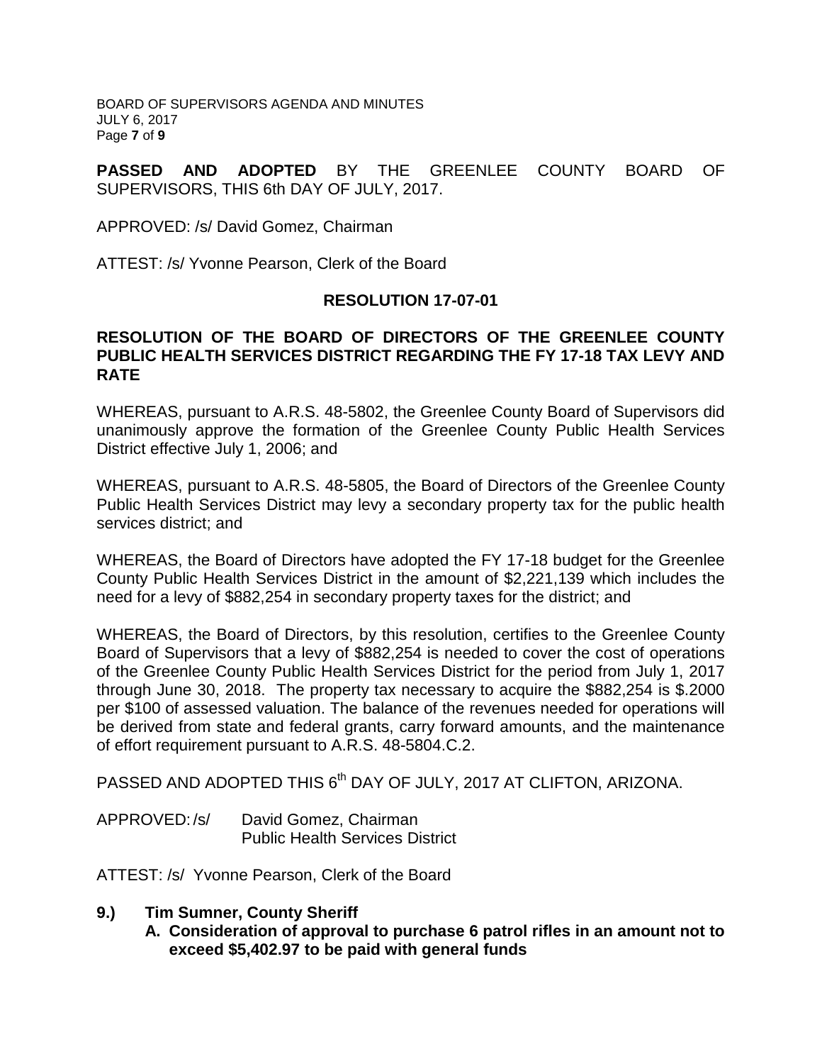**PASSED AND ADOPTED** BY THE GREENLEE COUNTY BOARD OF SUPERVISORS, THIS 6th DAY OF JULY, 2017.

APPROVED: /s/ David Gomez, Chairman

ATTEST: /s/ Yvonne Pearson, Clerk of the Board

**RESOLUTION 17-07-01**

**RESOLUTION OF THE BOARD OF DIRECTORS OF THE GREENLEE COUNTY PUBLIC HEALTH SERVICES DISTRICT REGARDING THE FY 17-18 TAX LEVY AND RATE**

WHEREAS, pursuant to A.R.S. 48-5802, the Greenlee County Board of Supervisors did unanimously approve the formation of the Greenlee County Public Health Services District effective July 1, 2006; and

WHEREAS, pursuant to A.R.S. 48-5805, the Board of Directors of the Greenlee County Public Health Services District may levy a secondary property tax for the public health services district; and

WHEREAS, the Board of Directors have adopted the FY 17-18 budget for the Greenlee County Public Health Services District in the amount of $2,221,139 which includes the need for a levy of $882,254 in secondary property taxes for the district; and

WHEREAS, the Board of Directors, by this resolution, certifies to the Greenlee County Board of Supervisors that a levy of $882,254 is needed to cover the cost of operations of the Greenlee County Public Health Services District for the period from July 1, 2017 through June 30, 2018. The property tax necessary to acquire the $882,254 is $.2000 per $100 of assessed valuation. The balance of the revenues needed for operations will be derived from state and federal grants, carry forward amounts, and the maintenance of effort requirement pursuant to A.R.S. 48-5804.C.2.

PASSED AND ADOPTED THIS 6th DAY OF JULY, 2017 AT CLIFTON, ARIZONA.

APPROVED: /s/ David Gomez, Chairman
Public Health Services District

ATTEST: /s/ Yvonne Pearson, Clerk of the Board

**9.) Tim Sumner, County Sheriff**

**A. Consideration of approval to purchase 6 patrol rifles in an amount not to exceed $5,402.97 to be paid with general funds**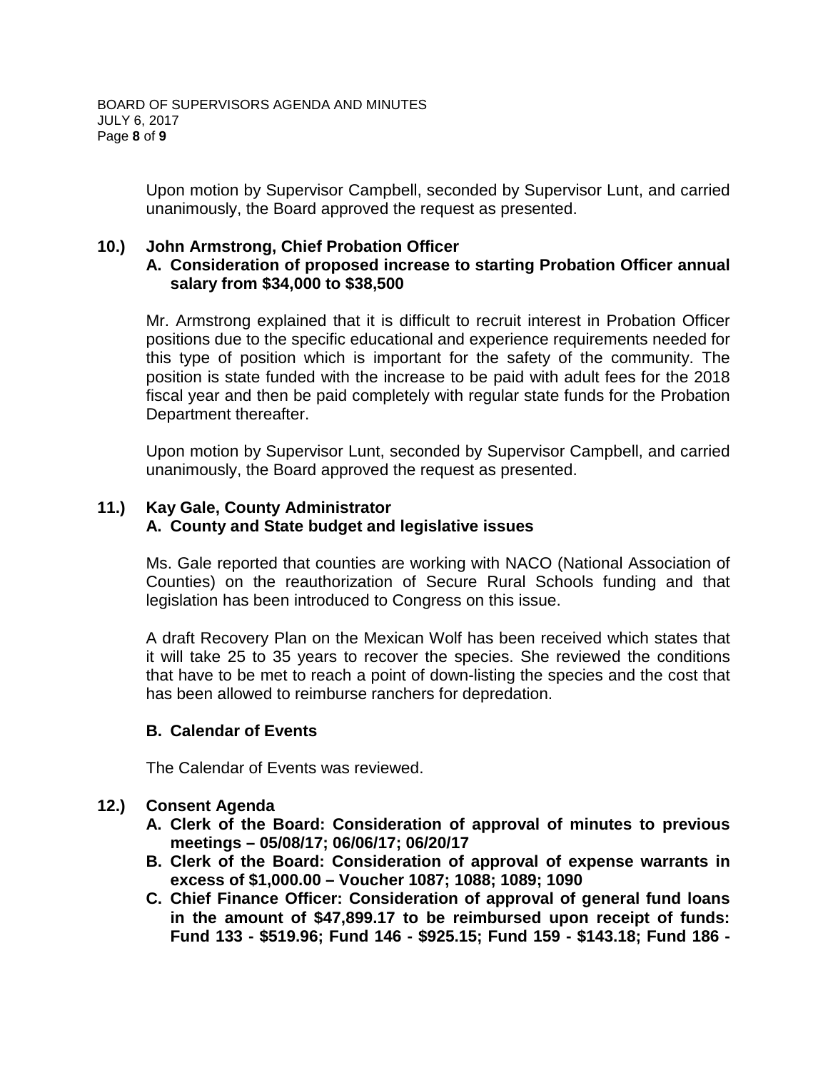Upon motion by Supervisor Campbell, seconded by Supervisor Lunt, and carried unanimously, the Board approved the request as presented.

**10.) John Armstrong, Chief Probation Officer**

**A. Consideration of proposed increase to starting Probation Officer annual salary from $34,000 to $38,500**

Mr. Armstrong explained that it is difficult to recruit interest in Probation Officer positions due to the specific educational and experience requirements needed for this type of position which is important for the safety of the community. The position is state funded with the increase to be paid with adult fees for the 2018 fiscal year and then be paid completely with regular state funds for the Probation Department thereafter.

Upon motion by Supervisor Lunt, seconded by Supervisor Campbell, and carried unanimously, the Board approved the request as presented.

**11.) Kay Gale, County Administrator**

**A. County and State budget and legislative issues**

Ms. Gale reported that counties are working with NACO (National Association of Counties) on the reauthorization of Secure Rural Schools funding and that legislation has been introduced to Congress on this issue.

A draft Recovery Plan on the Mexican Wolf has been received which states that it will take 25 to 35 years to recover the species. She reviewed the conditions that have to be met to reach a point of down-listing the species and the cost that has been allowed to reimburse ranchers for depredation.

**B. Calendar of Events**

The Calendar of Events was reviewed.

**12.) Consent Agenda**

**A. Clerk of the Board: Consideration of approval of minutes to previous meetings – 05/08/17; 06/06/17; 06/20/17**

**B. Clerk of the Board: Consideration of approval of expense warrants in excess of $1,000.00 – Voucher 1087; 1088; 1089; 1090**

**C. Chief Finance Officer: Consideration of approval of general fund loans in the amount of $47,899.17 to be reimbursed upon receipt of funds: Fund 133 - $519.96; Fund 146 - $925.15; Fund 159 - $143.18; Fund 186 -**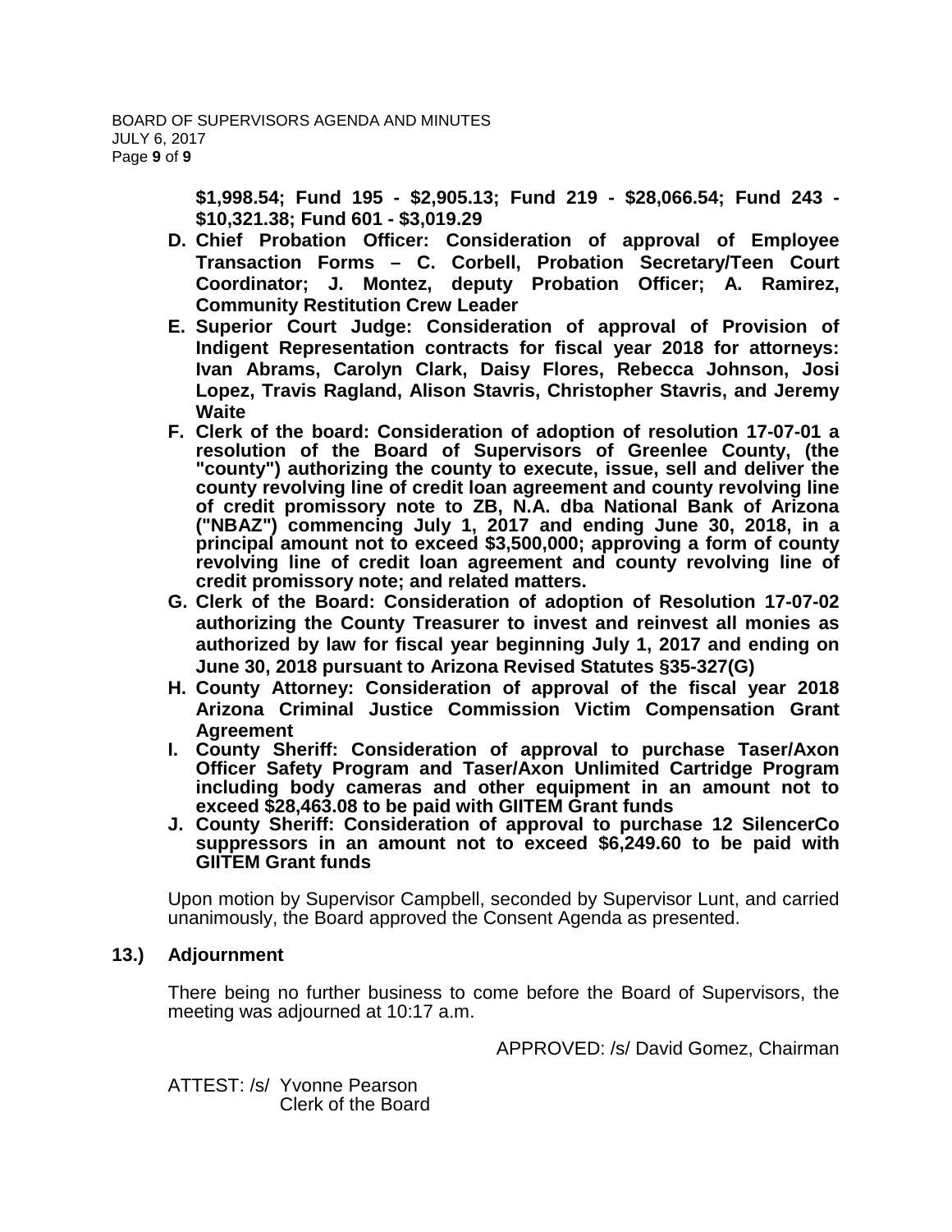**$1,998.54; Fund 195 - $2,905.13; Fund 219 - $28,066.54; Fund 243 - $10,321.38; Fund 601 - $3,019.29**

- **D. Chief Probation Officer: Consideration of approval of Employee Transaction Forms – C. Corbell, Probation Secretary/Teen Court Coordinator; J. Montez, deputy Probation Officer; A. Ramirez, Community Restitution Crew Leader**
- **E. Superior Court Judge: Consideration of approval of Provision of Indigent Representation contracts for fiscal year 2018 for attorneys: Ivan Abrams, Carolyn Clark, Daisy Flores, Rebecca Johnson, Josi Lopez, Travis Ragland, Alison Stavris, Christopher Stavris, and Jeremy Waite**
- **F. Clerk of the board: Consideration of adoption of resolution 17-07-01 a resolution of the Board of Supervisors of Greenlee County, (the "county") authorizing the county to execute, issue, sell and deliver the county revolving line of credit loan agreement and county revolving line of credit promissory note to ZB, N.A. dba National Bank of Arizona ("NBAZ") commencing July 1, 2017 and ending June 30, 2018, in a principal amount not to exceed $3,500,000; approving a form of county revolving line of credit loan agreement and county revolving line of credit promissory note; and related matters.**
- **G. Clerk of the Board: Consideration of adoption of Resolution 17-07-02 authorizing the County Treasurer to invest and reinvest all monies as authorized by law for fiscal year beginning July 1, 2017 and ending on June 30, 2018 pursuant to Arizona Revised Statutes §35-327(G)**
- **H. County Attorney: Consideration of approval of the fiscal year 2018 Arizona Criminal Justice Commission Victim Compensation Grant Agreement**
- **I. County Sheriff: Consideration of approval to purchase Taser/Axon Officer Safety Program and Taser/Axon Unlimited Cartridge Program including body cameras and other equipment in an amount not to exceed $28,463.08 to be paid with GIITEM Grant funds**
- **J. County Sheriff: Consideration of approval to purchase 12 SilencerCo suppressors in an amount not to exceed $6,249.60 to be paid with GIITEM Grant funds**

Upon motion by Supervisor Campbell, seconded by Supervisor Lunt, and carried unanimously, the Board approved the Consent Agenda as presented.

**13.) Adjournment**

There being no further business to come before the Board of Supervisors, the meeting was adjourned at 10:17 a.m.

APPROVED: /s/ David Gomez, Chairman

ATTEST: /s/ Yvonne Pearson
Clerk of the Board